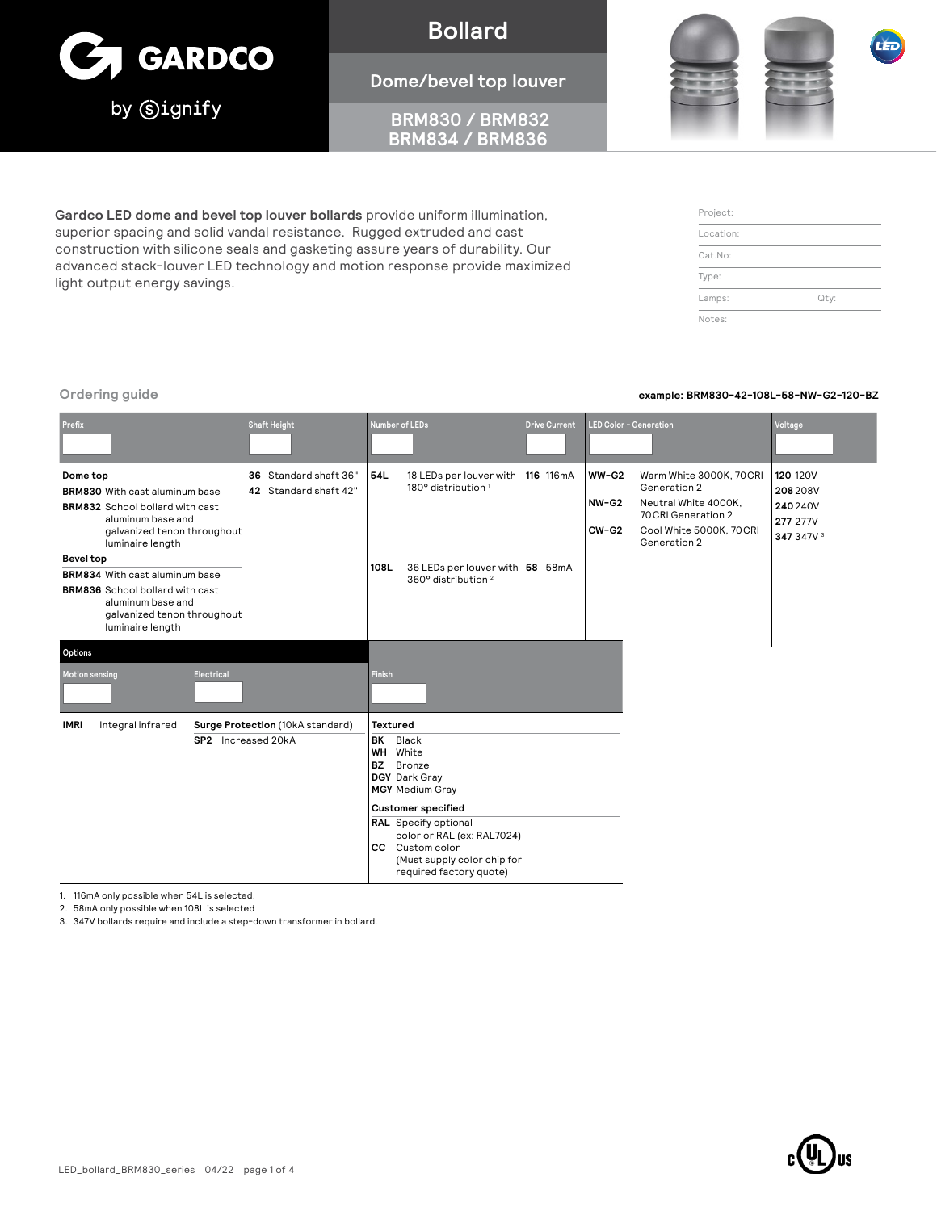# GARDCO by Signify

## Bollard

### Dome/bevel top louver

### BRM830 / BRM832 BRM834 / BRM836

**Gardco LED dome and bevel top louver bollards** provide uniform illumination, superior spacing and solid vandal resistance. Rugged extruded and cast construction with silicone seals and gasketing assure years of durability. Our advanced stack-louver LED technology and motion response provide maximized light output energy savings.

| | |
|---|---|
| Project: | |
| Location: | |
| Cat.No: | |
| Type: | |
| Lamps: | Qty: |
| Notes: | |

## Ordering guide

example: BRM830-42-108L-58-NW-G2-120-BZ

| Prefix | Shaft Height | Number of LEDs | Drive Current | LED Color - Generation | Voltage |
|---|---|---|---|---|---|
| **Dome top**<br>**BRM830** With cast aluminum base<br>**BRM832** School bollard with cast aluminum base and galvanized tenon throughout luminaire length<br>**Bevel top**<br>**BRM834** With cast aluminum base<br>**BRM836** School bollard with cast aluminum base and galvanized tenon throughout luminaire length | **36** Standard shaft 36"<br>**42** Standard shaft 42" | **54L** 18 LEDs per louver with 180° distribution [1]<br>**108L** 36 LEDs per louver with 360° distribution [2] | **116** 116mA<br>**58** 58mA | **WW-G2** Warm White 3000K, 70CRI Generation 2<br>**NW-G2** Neutral White 4000K, 70CRI Generation 2<br>**CW-G2** Cool White 5000K, 70CRI Generation 2 | **120** 120V<br>**208** 208V<br>**240** 240V<br>**277** 277V<br>**347** 347V [3] |

### Options

| Motion sensing | Electrical | Finish |
|---|---|---|
| **IMRI** Integral infrared | **Surge Protection** (10kA standard)<br>**SP2** Increased 20kA | **Textured**<br>**BK** Black<br>**WH** White<br>**BZ** Bronze<br>**DGY** Dark Gray<br>**MGY** Medium Gray<br>**Customer specified**<br>**RAL** Specify optional color or RAL (ex: RAL7024)<br>**CC** Custom color (Must supply color chip for required factory quote) |

1. 116mA only possible when 54L is selected.
2. 58mA only possible when 108L is selected
3. 347V bollards require and include a step-down transformer in bollard.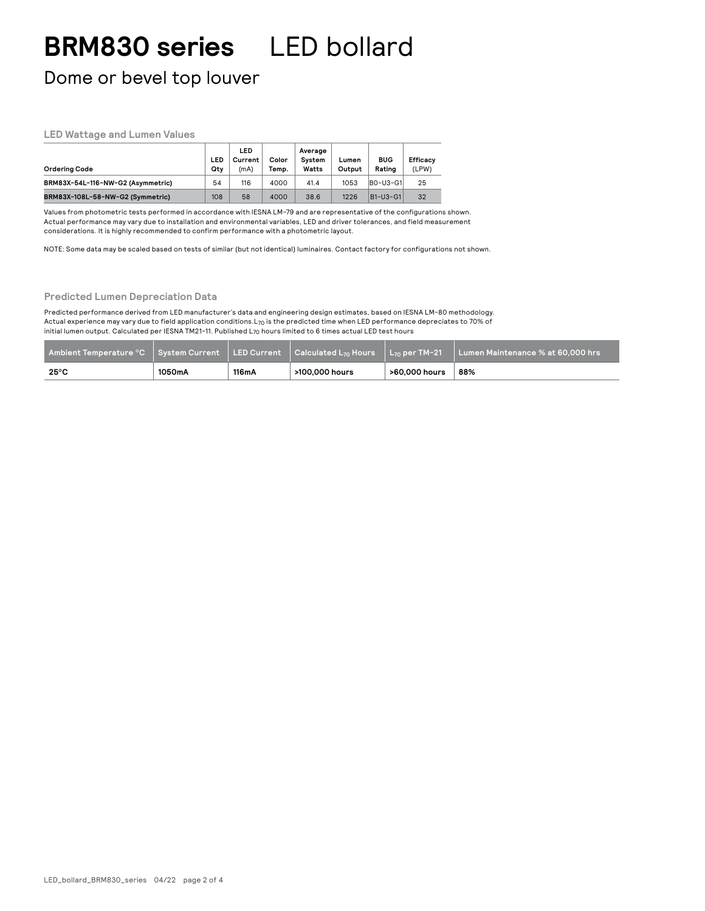# BRM830 series LED bollard

## Dome or bevel top louver

### LED Wattage and Lumen Values

| Ordering Code | LED Qty | LED Current (mA) | Color Temp. | Average System Watts | Lumen Output | BUG Rating | Efficacy (LPW) |
|---|---|---|---|---|---|---|---|
| BRM83X-54L-116-NW-G2 (Asymmetric) | 54 | 116 | 4000 | 41.4 | 1053 | B0-U3-G1 | 25 |
| BRM83X-108L-58-NW-G2 (Symmetric) | 108 | 58 | 4000 | 38.6 | 1226 | B1-U3-G1 | 32 |

Values from photometric tests performed in accordance with IESNA LM-79 and are representative of the configurations shown. Actual performance may vary due to installation and environmental variables, LED and driver tolerances, and field measurement considerations. It is highly recommended to confirm performance with a photometric layout.

NOTE: Some data may be scaled based on tests of similar (but not identical) luminaires. Contact factory for configurations not shown.

### Predicted Lumen Depreciation Data

Predicted performance derived from LED manufacturer's data and engineering design estimates, based on IESNA LM-80 methodology. Actual experience may vary due to field application conditions. $L_{70}$ is the predicted time when LED performance depreciates to 70% of initial lumen output. Calculated per IESNA TM21-11. Published $L_{70}$ hours limited to 6 times actual LED test hours

| Ambient Temperature °C | System Current | LED Current | Calculated $L_{70}$ Hours | $L_{70}$ per TM-21 | Lumen Maintenance % at 60,000 hrs |
|---|---|---|---|---|---|
| 25°C | 1050mA | 116mA | >100,000 hours | >60,000 hours | 88% |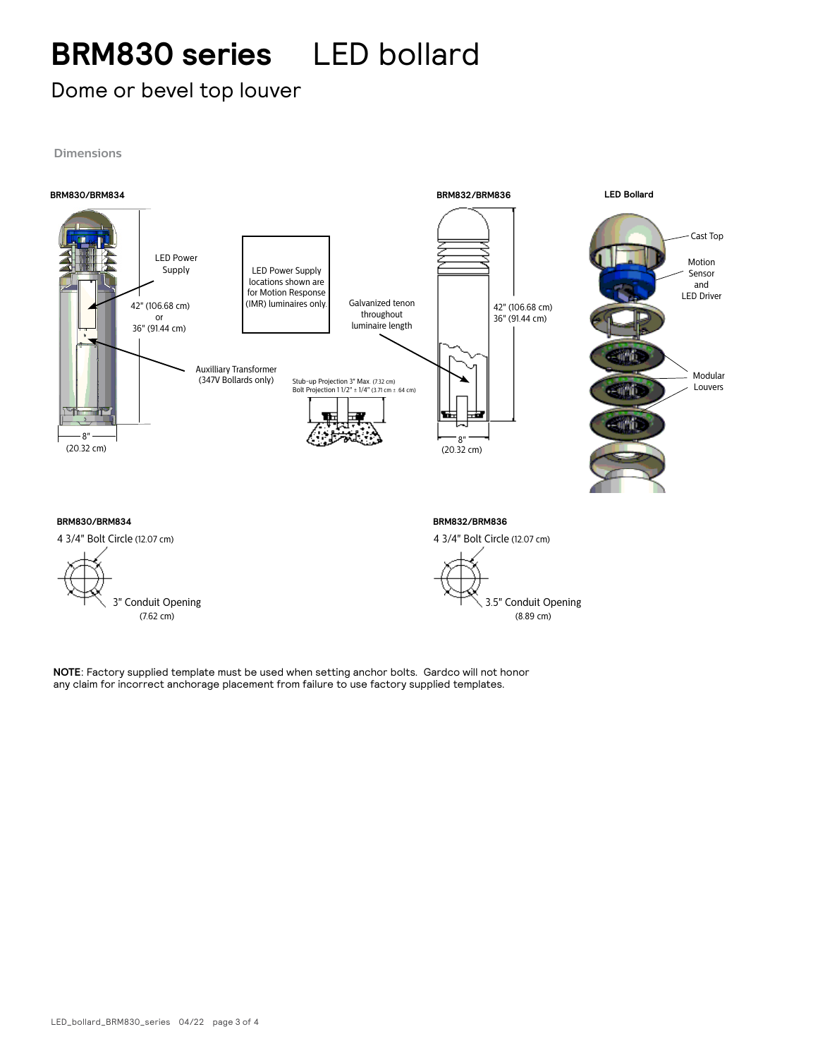# BRM830 series LED bollard

## Dome or bevel top louver

### Dimensions

**BRM830/BRM834**

LED Power Supply

42" (106.68 cm) or 36" (91.44 cm)

Auxilliary Transformer (347V Bollards only)

8" (20.32 cm)

LED Power Supply locations shown are for Motion Response (IMR) luminaires only.

Stub-up Projection 3" Max. (7.32 cm)
Bolt Projection 1 1/2" ± 1/4" (3.71 cm ± .64 cm)

**BRM832/BRM836**

Galvanized tenon throughout luminaire length

42" (106.68 cm) 36" (91.44 cm)

8" (20.32 cm)

**LED Bollard**

Cast Top

Motion Sensor and LED Driver

Modular Louvers

**BRM830/BRM834**

4 3/4" Bolt Circle (12.07 cm)

3" Conduit Opening (7.62 cm)

**BRM832/BRM836**

4 3/4" Bolt Circle (12.07 cm)

3.5" Conduit Opening (8.89 cm)

**NOTE**: Factory supplied template must be used when setting anchor bolts. Gardco will not honor any claim for incorrect anchorage placement from failure to use factory supplied templates.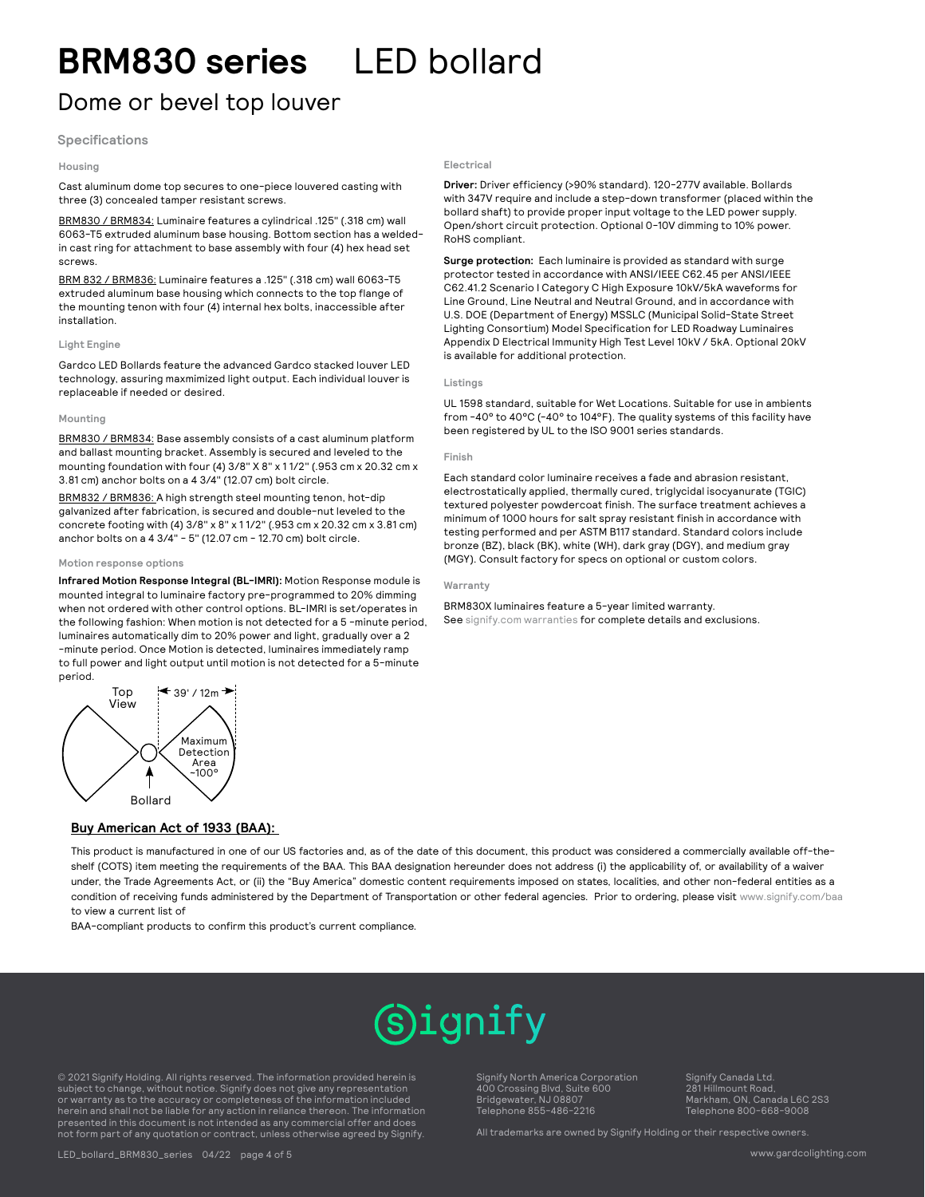# BRM830 series LED bollard

## Dome or bevel top louver

### Specifications

#### Housing

Cast aluminum dome top secures to one-piece louvered casting with three (3) concealed tamper resistant screws.

BRM830 / BRM834: Luminaire features a cylindrical .125" (.318 cm) wall 6063-T5 extruded aluminum base housing. Bottom section has a welded-in cast ring for attachment to base assembly with four (4) hex head set screws.

BRM 832 / BRM836: Luminaire features a .125" (.318 cm) wall 6063-T5 extruded aluminum base housing which connects to the top flange of the mounting tenon with four (4) internal hex bolts, inaccessible after installation.

#### Light Engine

Gardco LED Bollards feature the advanced Gardco stacked louver LED technology, assuring maxmimized light output. Each individual louver is replaceable if needed or desired.

#### Mounting

BRM830 / BRM834: Base assembly consists of a cast aluminum platform and ballast mounting bracket. Assembly is secured and leveled to the mounting foundation with four (4) 3/8" X 8" x 1 1/2" (.953 cm x 20.32 cm x 3.81 cm) anchor bolts on a 4 3/4" (12.07 cm) bolt circle.

BRM832 / BRM836: A high strength steel mounting tenon, hot-dip galvanized after fabrication, is secured and double-nut leveled to the concrete footing with (4) 3/8" x 8" x 1 1/2" (.953 cm x 20.32 cm x 3.81 cm) anchor bolts on a 4 3/4" - 5" (12.07 cm - 12.70 cm) bolt circle.

#### Motion response options

**Infrared Motion Response Integral (BL-IMRI):** Motion Response module is mounted integral to luminaire factory pre-programmed to 20% dimming when not ordered with other control options. BL-IMRI is set/operates in the following fashion: When motion is not detected for a 5 -minute period, luminaires automatically dim to 20% power and light, gradually over a 2 -minute period. Once Motion is detected, luminaires immediately ramp to full power and light output until motion is not detected for a 5-minute period.

Top View
39' / 12m
Maximum Detection Area ~100°
Bollard

#### Electrical

**Driver:** Driver efficiency (>90% standard). 120-277V available. Bollards with 347V require and include a step-down transformer (placed within the bollard shaft) to provide proper input voltage to the LED power supply. Open/short circuit protection. Optional 0-10V dimming to 10% power. RoHS compliant.

**Surge protection:** Each luminaire is provided as standard with surge protector tested in accordance with ANSI/IEEE C62.45 per ANSI/IEEE C62.41.2 Scenario I Category C High Exposure 10kV/5kA waveforms for Line Ground, Line Neutral and Neutral Ground, and in accordance with U.S. DOE (Department of Energy) MSSLC (Municipal Solid-State Street Lighting Consortium) Model Specification for LED Roadway Luminaires Appendix D Electrical Immunity High Test Level 10kV / 5kA. Optional 20kV is available for additional protection.

#### Listings

UL 1598 standard, suitable for Wet Locations. Suitable for use in ambients from -40° to 40°C (-40° to 104°F). The quality systems of this facility have been registered by UL to the ISO 9001 series standards.

#### Finish

Each standard color luminaire receives a fade and abrasion resistant, electrostatically applied, thermally cured, triglycidal isocyanurate (TGIC) textured polyester powdercoat finish. The surface treatment achieves a minimum of 1000 hours for salt spray resistant finish in accordance with testing performed and per ASTM B117 standard. Standard colors include bronze (BZ), black (BK), white (WH), dark gray (DGY), and medium gray (MGY). Consult factory for specs on optional or custom colors.

#### Warranty

BRM830X luminaires feature a 5-year limited warranty.
See signify.com warranties for complete details and exclusions.

### Buy American Act of 1933 (BAA):

This product is manufactured in one of our US factories and, as of the date of this document, this product was considered a commercially available off-the-shelf (COTS) item meeting the requirements of the BAA. This BAA designation hereunder does not address (i) the applicability of, or availability of a waiver under, the Trade Agreements Act, or (ii) the "Buy America" domestic content requirements imposed on states, localities, and other non-federal entities as a condition of receiving funds administered by the Department of Transportation or other federal agencies. Prior to ordering, please visit www.signify.com/baa to view a current list of
BAA-compliant products to confirm this product's current compliance.

signify

© 2021 Signify Holding. All rights reserved. The information provided herein is subject to change, without notice. Signify does not give any representation or warranty as to the accuracy or completeness of the information included herein and shall not be liable for any action in reliance thereon. The information presented in this document is not intended as any commercial offer and does not form part of any quotation or contract, unless otherwise agreed by Signify.

Signify North America Corporation
400 Crossing Blvd, Suite 600
Bridgewater, NJ 08807
Telephone 855-486-2216

Signify Canada Ltd.
281 Hillmount Road,
Markham, ON, Canada L6C 2S3
Telephone 800-668-9008

All trademarks are owned by Signify Holding or their respective owners.

www.gardcolighting.com